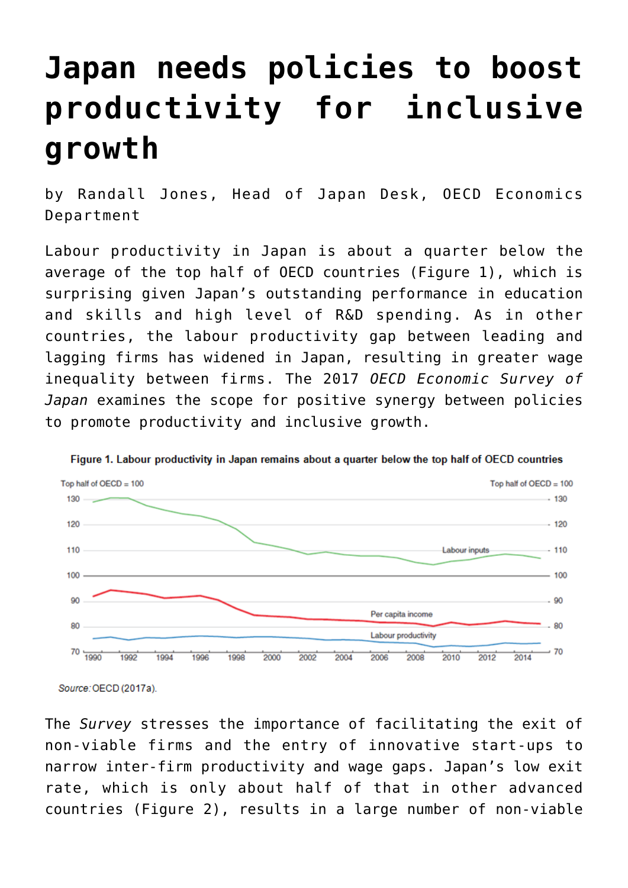# Japan needs policies to boost productivity for inclusive growth

by Randall Jones, Head of Japan Desk, OECD Economics Department

Labour productivity in Japan is about a quarter below the average of the top half of OECD countries (Figure 1), which is surprising given Japan's outstanding performance in education and skills and high level of R&D spending. As in other countries, the labour productivity gap between leading and lagging firms has widened in Japan, resulting in greater wage inequality between firms. The 2017 *OECD Economic Survey of Japan* examines the scope for positive synergy between policies to promote productivity and inclusive growth.

**Figure 1. Labour productivity in Japan remains about a quarter below the top half of OECD countries**

*Source:* OECD (2017a).

The *Survey* stresses the importance of facilitating the exit of non-viable firms and the entry of innovative start-ups to narrow inter-firm productivity and wage gaps. Japan's low exit rate, which is only about half of that in other advanced countries (Figure 2), results in a large number of non-viable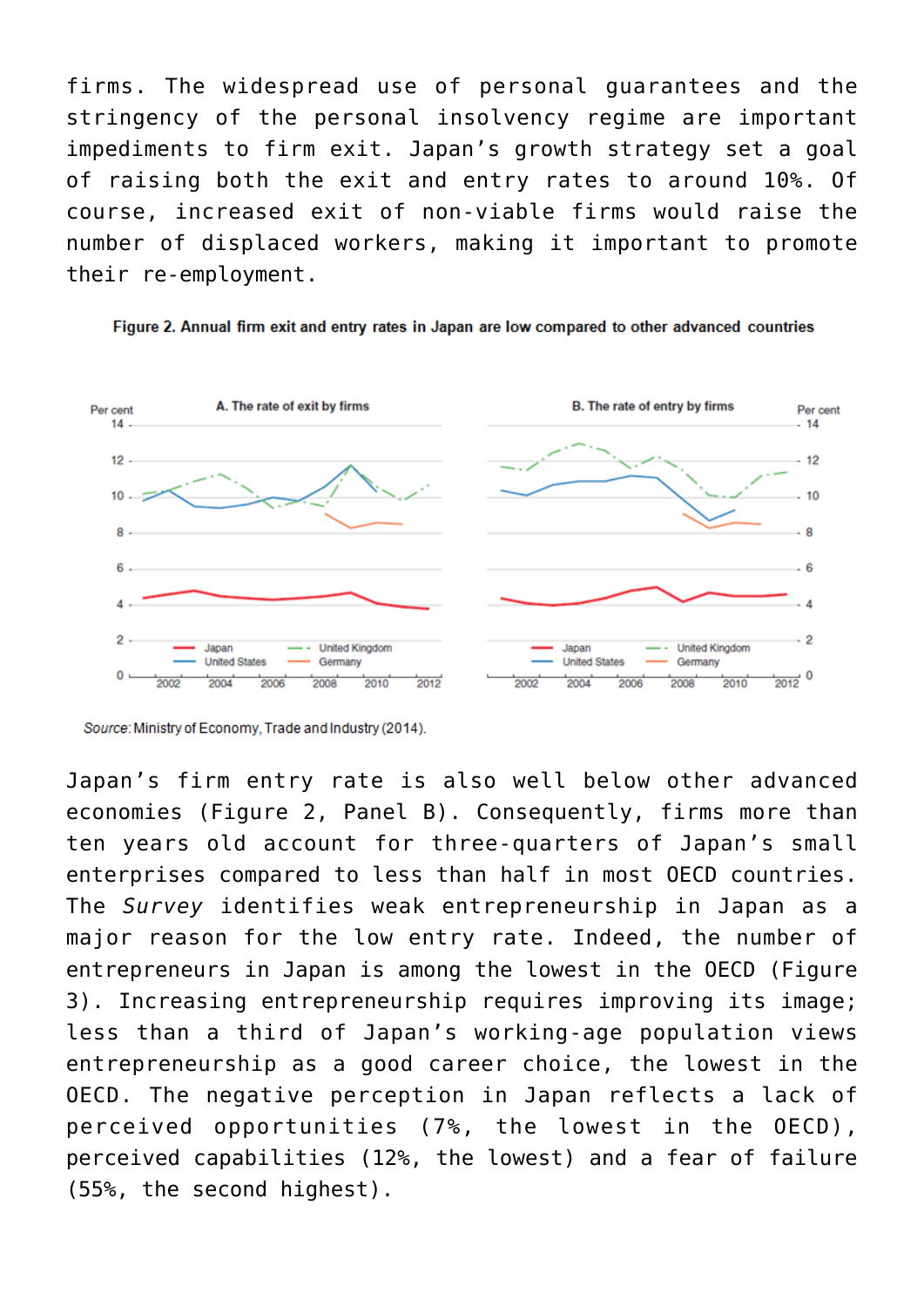firms. The widespread use of personal guarantees and the stringency of the personal insolvency regime are important impediments to firm exit. Japan's growth strategy set a goal of raising both the exit and entry rates to around 10%. Of course, increased exit of non-viable firms would raise the number of displaced workers, making it important to promote their re-employment.

**Figure 2. Annual firm exit and entry rates in Japan are low compared to other advanced countries**

*Source*: Ministry of Economy, Trade and Industry (2014).

Japan's firm entry rate is also well below other advanced economies (Figure 2, Panel B). Consequently, firms more than ten years old account for three-quarters of Japan's small enterprises compared to less than half in most OECD countries. The *Survey* identifies weak entrepreneurship in Japan as a major reason for the low entry rate. Indeed, the number of entrepreneurs in Japan is among the lowest in the OECD (Figure 3). Increasing entrepreneurship requires improving its image; less than a third of Japan's working-age population views entrepreneurship as a good career choice, the lowest in the OECD. The negative perception in Japan reflects a lack of perceived opportunities (7%, the lowest in the OECD), perceived capabilities (12%, the lowest) and a fear of failure (55%, the second highest).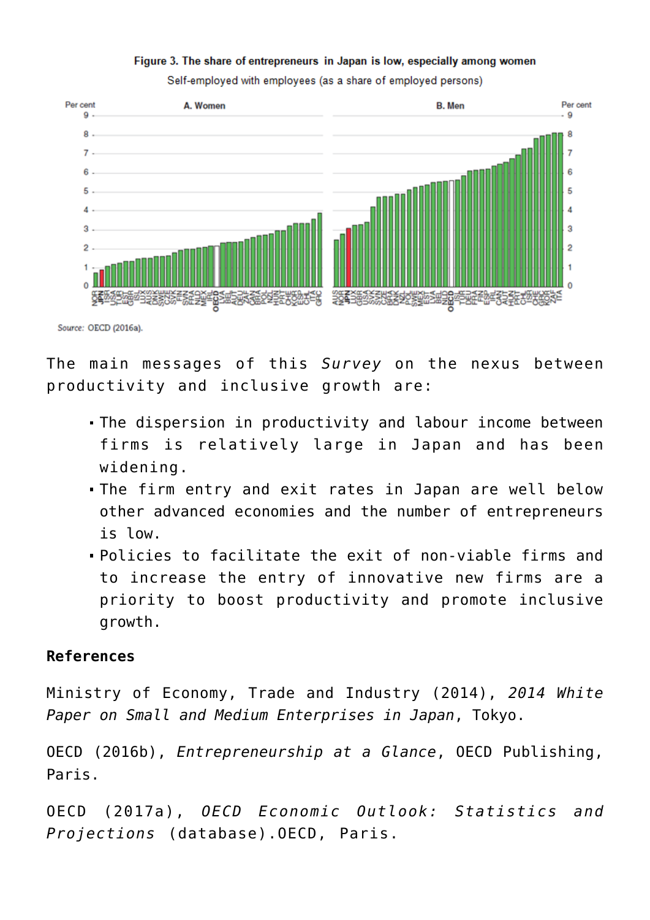**Figure 3. The share of entrepreneurs in Japan is low, especially among women**

Self-employed with employees (as a share of employed persons)

Source: OECD (2016a).

The main messages of this *Survey* on the nexus between productivity and inclusive growth are:

- The dispersion in productivity and labour income between firms is relatively large in Japan and has been widening.
- The firm entry and exit rates in Japan are well below other advanced economies and the number of entrepreneurs is low.
- Policies to facilitate the exit of non-viable firms and to increase the entry of innovative new firms are a priority to boost productivity and promote inclusive growth.

**References**

Ministry of Economy, Trade and Industry (2014), *2014 White Paper on Small and Medium Enterprises in Japan*, Tokyo.

OECD (2016b), *Entrepreneurship at a Glance*, OECD Publishing, Paris.

OECD (2017a), *OECD Economic Outlook: Statistics and Projections* (database).OECD, Paris.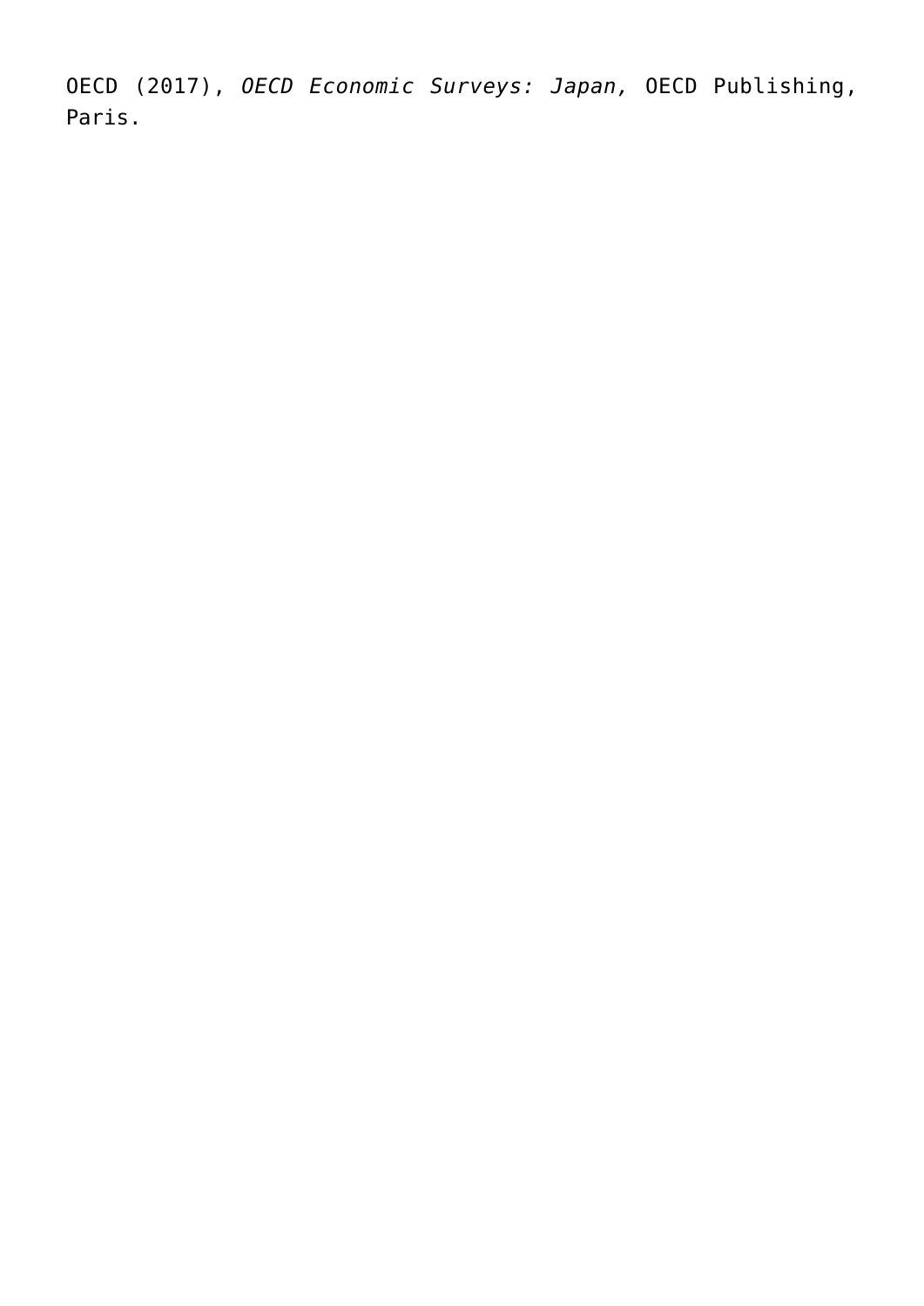OECD (2017), *OECD Economic Surveys: Japan,* OECD Publishing, Paris.